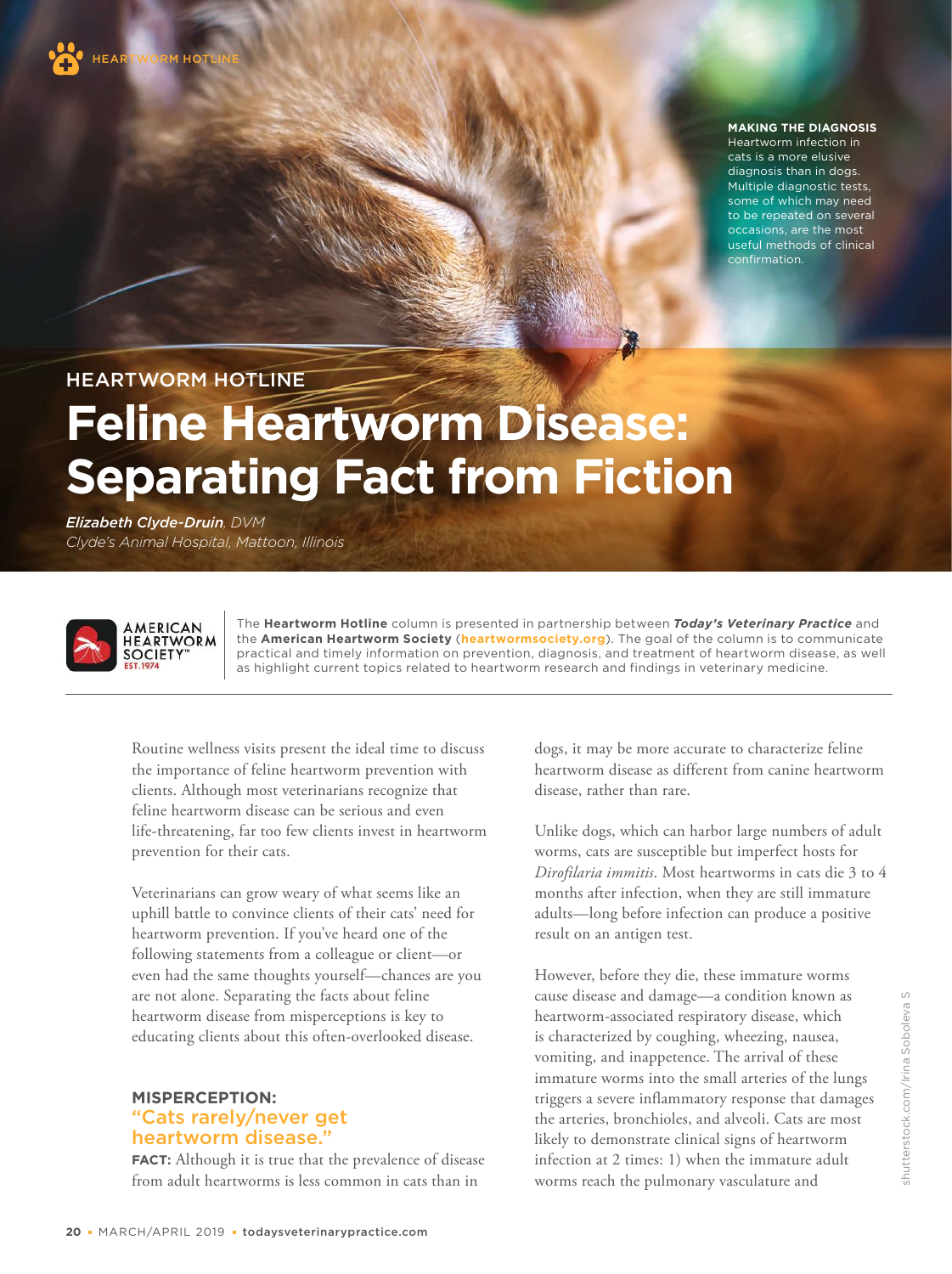**MAKING THE DIAGNOSIS**
Heartworm infection in cats is a more elusive diagnosis than in dogs. Multiple diagnostic tests, some of which may need to be repeated on several occasions, are the most useful methods of clinical confirmation.

HEARTWORM HOTLINE

# Feline Heartworm Disease: Separating Fact from Fiction

***Elizabeth Clyde-Druin**, DVM*
*Clyde's Animal Hospital, Mattoon, Illinois*

The **Heartworm Hotline** column is presented in partnership between ***Today's Veterinary Practice*** and the **American Heartworm Society** (**heartwormsociety.org**). The goal of the column is to communicate practical and timely information on prevention, diagnosis, and treatment of heartworm disease, as well as highlight current topics related to heartworm research and findings in veterinary medicine.

Routine wellness visits present the ideal time to discuss the importance of feline heartworm prevention with clients. Although most veterinarians recognize that feline heartworm disease can be serious and even life-threatening, far too few clients invest in heartworm prevention for their cats.

Veterinarians can grow weary of what seems like an uphill battle to convince clients of their cats' need for heartworm prevention. If you've heard one of the following statements from a colleague or client—or even had the same thoughts yourself—chances are you are not alone. Separating the facts about feline heartworm disease from misperceptions is key to educating clients about this often-overlooked disease.

### MISPERCEPTION: "Cats rarely/never get heartworm disease."

**FACT:** Although it is true that the prevalence of disease from adult heartworms is less common in cats than in dogs, it may be more accurate to characterize feline heartworm disease as different from canine heartworm disease, rather than rare.

Unlike dogs, which can harbor large numbers of adult worms, cats are susceptible but imperfect hosts for *Dirofilaria immitis*. Most heartworms in cats die 3 to 4 months after infection, when they are still immature adults—long before infection can produce a positive result on an antigen test.

However, before they die, these immature worms cause disease and damage—a condition known as heartworm-associated respiratory disease, which is characterized by coughing, wheezing, nausea, vomiting, and inappetence. The arrival of these immature worms into the small arteries of the lungs triggers a severe inflammatory response that damages the arteries, bronchioles, and alveoli. Cats are most likely to demonstrate clinical signs of heartworm infection at 2 times: 1) when the immature adult worms reach the pulmonary vasculature and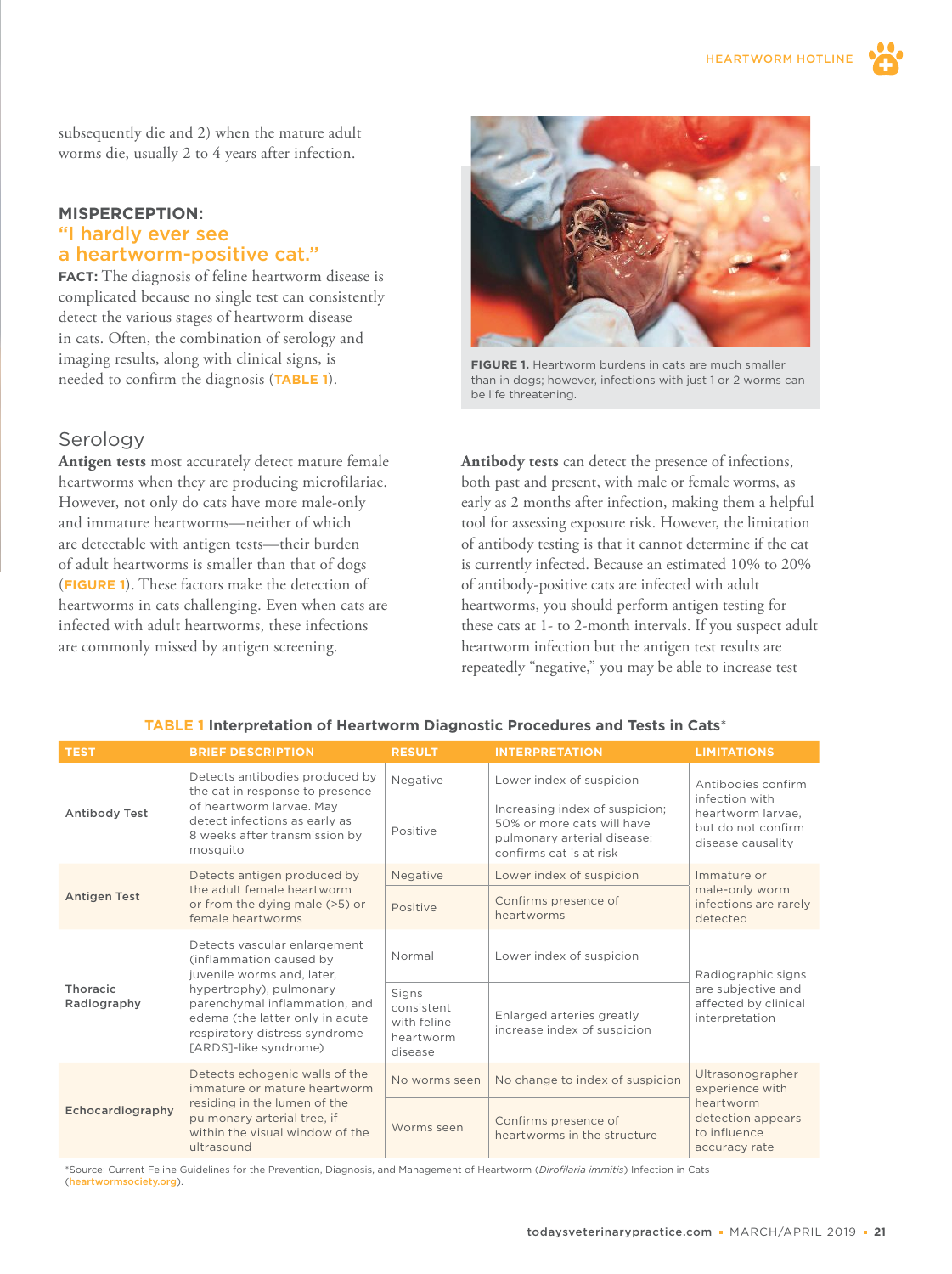subsequently die and 2) when the mature adult worms die, usually 2 to 4 years after infection.

### MISPERCEPTION: "I hardly ever see a heartworm-positive cat."

**FACT:** The diagnosis of feline heartworm disease is complicated because no single test can consistently detect the various stages of heartworm disease in cats. Often, the combination of serology and imaging results, along with clinical signs, is needed to confirm the diagnosis (**TABLE 1**).

FIGURE 1. Heartworm burdens in cats are much smaller than in dogs; however, infections with just 1 or 2 worms can be life threatening.

## Serology

**Antigen tests** most accurately detect mature female heartworms when they are producing microfilariae. However, not only do cats have more male-only and immature heartworms—neither of which are detectable with antigen tests—their burden of adult heartworms is smaller than that of dogs (**FIGURE 1**). These factors make the detection of heartworms in cats challenging. Even when cats are infected with adult heartworms, these infections are commonly missed by antigen screening.

**Antibody tests** can detect the presence of infections, both past and present, with male or female worms, as early as 2 months after infection, making them a helpful tool for assessing exposure risk. However, the limitation of antibody testing is that it cannot determine if the cat is currently infected. Because an estimated 10% to 20% of antibody-positive cats are infected with adult heartworms, you should perform antigen testing for these cats at 1- to 2-month intervals. If you suspect adult heartworm infection but the antigen test results are repeatedly "negative," you may be able to increase test

**TABLE 1 Interpretation of Heartworm Diagnostic Procedures and Tests in Cats***

| TEST | BRIEF DESCRIPTION | RESULT | INTERPRETATION | LIMITATIONS |
|---|---|---|---|---|
| Antibody Test | Detects antibodies produced by the cat in response to presence of heartworm larvae. May detect infections as early as 8 weeks after transmission by mosquito | Negative | Lower index of suspicion | Antibodies confirm infection with heartworm larvae, but do not confirm disease causality |
| | | Positive | Increasing index of suspicion; 50% or more cats will have pulmonary arterial disease; confirms cat is at risk | |
| Antigen Test | Detects antigen produced by the adult female heartworm or from the dying male (>5) or female heartworms | Negative | Lower index of suspicion | Immature or male-only worm infections are rarely detected |
| | | Positive | Confirms presence of heartworms | |
| Thoracic Radiography | Detects vascular enlargement (inflammation caused by juvenile worms and, later, hypertrophy), pulmonary parenchymal inflammation, and edema (the latter only in acute respiratory distress syndrome [ARDS]-like syndrome) | Normal | Lower index of suspicion | Radiographic signs are subjective and affected by clinical interpretation |
| | | Signs consistent with feline heartworm disease | Enlarged arteries greatly increase index of suspicion | |
| Echocardiography | Detects echogenic walls of the immature or mature heartworm residing in the lumen of the pulmonary arterial tree, if within the visual window of the ultrasound | No worms seen | No change to index of suspicion | Ultrasonographer experience with heartworm detection appears to influence accuracy rate |
| | | Worms seen | Confirms presence of heartworms in the structure | |

*Source: Current Feline Guidelines for the Prevention, Diagnosis, and Management of Heartworm (*Dirofilaria immitis*) Infection in Cats (heartwormsociety.org).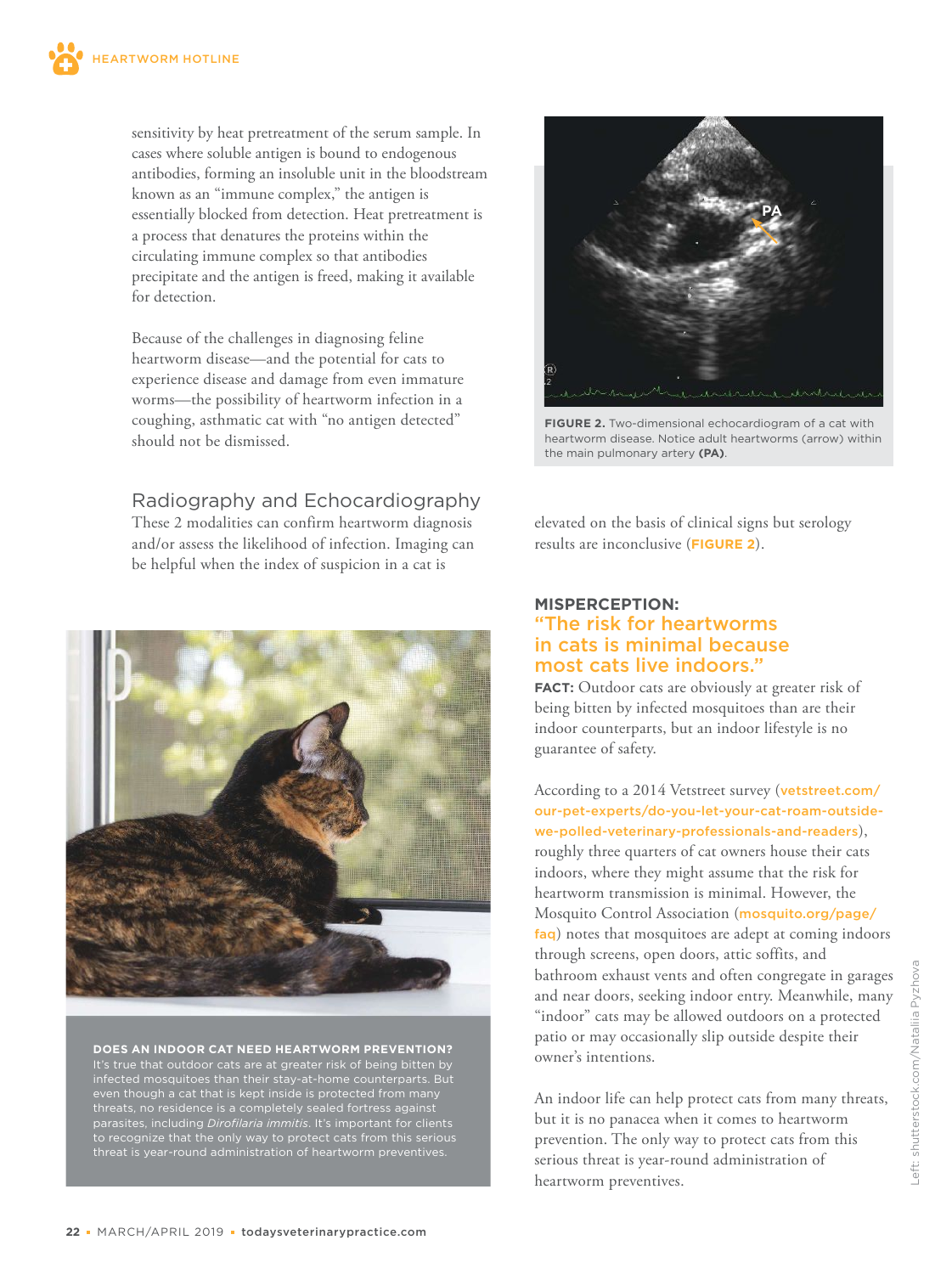sensitivity by heat pretreatment of the serum sample. In cases where soluble antigen is bound to endogenous antibodies, forming an insoluble unit in the bloodstream known as an "immune complex," the antigen is essentially blocked from detection. Heat pretreatment is a process that denatures the proteins within the circulating immune complex so that antibodies precipitate and the antigen is freed, making it available for detection.

Because of the challenges in diagnosing feline heartworm disease—and the potential for cats to experience disease and damage from even immature worms—the possibility of heartworm infection in a coughing, asthmatic cat with "no antigen detected" should not be dismissed.

## Radiography and Echocardiography

These 2 modalities can confirm heartworm diagnosis and/or assess the likelihood of infection. Imaging can be helpful when the index of suspicion in a cat is elevated on the basis of clinical signs but serology results are inconclusive (**FIGURE 2**).

**FIGURE 2.** Two-dimensional echocardiogram of a cat with heartworm disease. Notice adult heartworms (arrow) within the main pulmonary artery **(PA)**.

**DOES AN INDOOR CAT NEED HEARTWORM PREVENTION?**
It's true that outdoor cats are at greater risk of being bitten by infected mosquitoes than their stay-at-home counterparts. But even though a cat that is kept inside is protected from many threats, no residence is a completely sealed fortress against parasites, including *Dirofilaria immitis*. It's important for clients to recognize that the only way to protect cats from this serious threat is year-round administration of heartworm preventives.

## MISPERCEPTION: "The risk for heartworms in cats is minimal because most cats live indoors."

**FACT:** Outdoor cats are obviously at greater risk of being bitten by infected mosquitoes than are their indoor counterparts, but an indoor lifestyle is no guarantee of safety.

According to a 2014 Vetstreet survey (vetstreet.com/our-pet-experts/do-you-let-your-cat-roam-outside-we-polled-veterinary-professionals-and-readers), roughly three quarters of cat owners house their cats indoors, where they might assume that the risk for heartworm transmission is minimal. However, the Mosquito Control Association (mosquito.org/page/faq) notes that mosquitoes are adept at coming indoors through screens, open doors, attic soffits, and bathroom exhaust vents and often congregate in garages and near doors, seeking indoor entry. Meanwhile, many "indoor" cats may be allowed outdoors on a protected patio or may occasionally slip outside despite their owner's intentions.

An indoor life can help protect cats from many threats, but it is no panacea when it comes to heartworm prevention. The only way to protect cats from this serious threat is year-round administration of heartworm preventives.

Left: shutterstock.com/Nataliia Pyzhova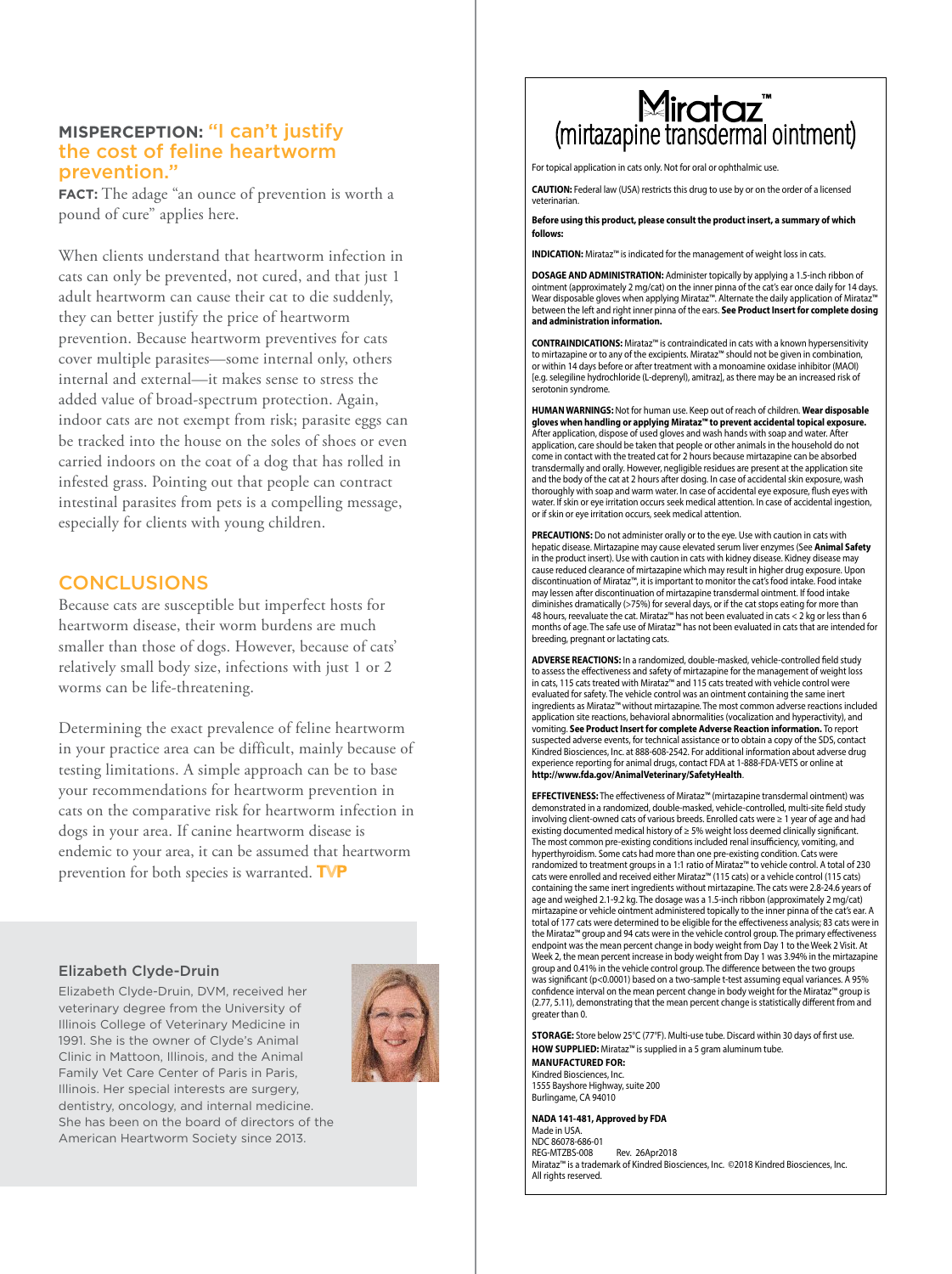**MISPERCEPTION: "I can't justify the cost of feline heartworm prevention."**

**FACT:** The adage "an ounce of prevention is worth a pound of cure" applies here.

When clients understand that heartworm infection in cats can only be prevented, not cured, and that just 1 adult heartworm can cause their cat to die suddenly, they can better justify the price of heartworm prevention. Because heartworm preventives for cats cover multiple parasites—some internal only, others internal and external—it makes sense to stress the added value of broad-spectrum protection. Again, indoor cats are not exempt from risk; parasite eggs can be tracked into the house on the soles of shoes or even carried indoors on the coat of a dog that has rolled in infested grass. Pointing out that people can contract intestinal parasites from pets is a compelling message, especially for clients with young children.

## CONCLUSIONS

Because cats are susceptible but imperfect hosts for heartworm disease, their worm burdens are much smaller than those of dogs. However, because of cats' relatively small body size, infections with just 1 or 2 worms can be life-threatening.

Determining the exact prevalence of feline heartworm in your practice area can be difficult, mainly because of testing limitations. A simple approach can be to base your recommendations for heartworm prevention in cats on the comparative risk for heartworm infection in dogs in your area. If canine heartworm disease is endemic to your area, it can be assumed that heartworm prevention for both species is warranted. TVP

### Elizabeth Clyde-Druin

Elizabeth Clyde-Druin, DVM, received her veterinary degree from the University of Illinois College of Veterinary Medicine in 1991. She is the owner of Clyde's Animal Clinic in Mattoon, Illinois, and the Animal Family Vet Care Center of Paris, Illinois. Her special interests are surgery, dentistry, oncology, and internal medicine. She has been on the board of directors of the American Heartworm Society since 2013.

# Mirataz™ (mirtazapine transdermal ointment)

For topical application in cats only. Not for oral or ophthalmic use.

**CAUTION:** Federal law (USA) restricts this drug to use by or on the order of a licensed veterinarian.

**Before using this product, please consult the product insert, a summary of which follows:**

**INDICATION:** Mirataz™ is indicated for the management of weight loss in cats.

**DOSAGE AND ADMINISTRATION:** Administer topically by applying a 1.5-inch ribbon of ointment (approximately 2 mg/cat) on the inner pinna of the cat's ear once daily for 14 days. Wear disposable gloves when applying Mirataz™. Alternate the daily application of Mirataz™ between the left and right inner pinna of the ears. **See Product Insert for complete dosing and administration information.**

**CONTRAINDICATIONS:** Mirataz™ is contraindicated in cats with a known hypersensitivity to mirtazapine or to any of the excipients. Mirataz™ should not be given in combination, or within 14 days before or after treatment with a monoamine oxidase inhibitor (MAOI) [e.g. selegiline hydrochloride (L-deprenyl), amitraz], as there may be an increased risk of serotonin syndrome.

**HUMAN WARNINGS:** Not for human use. Keep out of reach of children. **Wear disposable gloves when handling or applying Mirataz™ to prevent accidental topical exposure.** After application, dispose of used gloves and wash hands with soap and water. After application, care should be taken that people or other animals in the household do not come in contact with the treated cat for 2 hours because mirtazapine can be absorbed transdermally and orally. However, negligible residues are present at the application site and the body of the cat at 2 hours after dosing. In case of accidental skin exposure, wash thoroughly with soap and warm water. In case of accidental eye exposure, flush eyes with water. If skin or eye irritation occurs seek medical attention. In case of accidental ingestion, or if skin or eye irritation occurs, seek medical attention.

**PRECAUTIONS:** Do not administer orally or to the eye. Use with caution in cats with hepatic disease. Mirtazapine may cause elevated serum liver enzymes (See **Animal Safety** in the product insert). Use with caution in cats with kidney disease. Kidney disease may cause reduced clearance of mirtazapine which may result in higher drug exposure. Upon discontinuation of Mirataz™, it is important to monitor the cat's food intake. Food intake may lessen after discontinuation of mirtazapine transdermal ointment. If food intake diminishes dramatically (>75%) for several days, or if the cat stops eating for more than 48 hours, reevaluate the cat. Mirataz™ has not been evaluated in cats < 2 kg or less than 6 months of age. The safe use of Mirataz™ has not been evaluated in cats that are intended for breeding, pregnant or lactating cats.

**ADVERSE REACTIONS:** In a randomized, double-masked, vehicle-controlled field study to assess the effectiveness and safety of mirtazapine for the management of weight loss in cats, 115 cats treated with Mirataz™ and 115 cats treated with vehicle control were evaluated for safety. The vehicle control was an ointment containing the same inert ingredients as Mirataz™ without mirtazapine. The most common adverse reactions included application site reactions, behavioral abnormalities (vocalization and hyperactivity), and vomiting. **See Product Insert for complete Adverse Reaction information.** To report suspected adverse events, for technical assistance or to obtain a copy of the SDS, contact Kindred Biosciences, Inc. at 888-608-2542. For additional information about adverse drug experience reporting for animal drugs, contact FDA at 1-888-FDA-VETS or online at **http://www.fda.gov/AnimalVeterinary/SafetyHealth**.

**EFFECTIVENESS:** The effectiveness of Mirataz™ (mirtazapine transdermal ointment) was demonstrated in a randomized, double-masked, vehicle-controlled, multi-site field study involving client-owned cats of various breeds. Enrolled cats were ≥ 1 year of age and had existing documented medical history of ≥ 5% weight loss deemed clinically significant. The most common pre-existing conditions included renal insufficiency, vomiting, and hyperthyroidism. Some cats had more than one pre-existing condition. Cats were randomized to treatment groups in a 1:1 ratio of Mirataz™ to vehicle control. A total of 230 cats were enrolled and received either Mirataz™ (115 cats) or a vehicle control (115 cats) containing the same inert ingredients without mirtazapine. The cats were 2.8-24.6 years of age and weighed 2.1-9.2 kg. The dosage was a 1.5-inch ribbon (approximately 2 mg/cat) mirtazapine or vehicle ointment administered topically to the inner pinna of the cat's ear. A total of 177 cats were determined to be eligible for the effectiveness analysis; 83 cats were in the Mirataz™ group and 94 cats were in the vehicle control group. The primary effectiveness endpoint was the mean percent change in body weight from Day 1 to the Week 2 Visit. At Week 2, the mean percent increase in body weight from Day 1 was 3.94% in the mirtazapine group and 0.41% in the vehicle control group. The difference between the two groups was significant ($p<0.0001$) based on a two-sample t-test assuming equal variances. A 95% confidence interval on the mean percent change in body weight for the Mirataz™ group is (2.77, 5.11), demonstrating that the mean percent change is statistically different from and greater than 0.

**STORAGE:** Store below 25°C (77°F). Multi-use tube. Discard within 30 days of first use.

**HOW SUPPLIED:** Mirataz™ is supplied in a 5 gram aluminum tube.

**MANUFACTURED FOR:**
Kindred Biosciences, Inc.
1555 Bayshore Highway, suite 200
Burlingame, CA 94010

**NADA 141-481, Approved by FDA**
Made in USA.
NDC 86078-686-01
REG-MTZBS-008 Rev. 26Apr2018
Mirataz™ is a trademark of Kindred Biosciences, Inc. ©2018 Kindred Biosciences, Inc. All rights reserved.